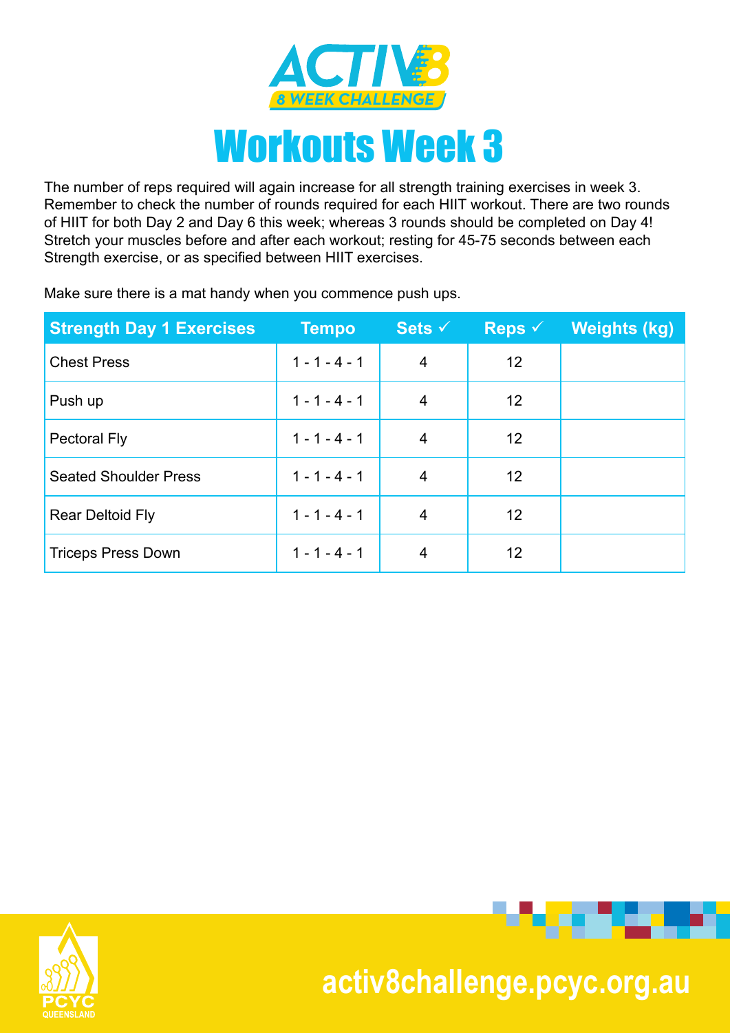# Workouts Week 3

The number of reps required will again increase for all strength training exercises in week 3. Remember to check the number of rounds required for each HIIT workout. There are two rounds of HIIT for both Day 2 and Day 6 this week; whereas 3 rounds should be completed on Day 4! Stretch your muscles before and after each workout; resting for 45-75 seconds between each Strength exercise, or as specified between HIIT exercises.

Make sure there is a mat handy when you commence push ups.

| Strength Day 1 Exercises | Tempo | Sets ✓ | Reps ✓ | Weights (kg) |
|---|---|---|---|---|
| Chest Press | 1 - 1 - 4 - 1 | 4 | 12 | |
| Push up | 1 - 1 - 4 - 1 | 4 | 12 | |
| Pectoral Fly | 1 - 1 - 4 - 1 | 4 | 12 | |
| Seated Shoulder Press | 1 - 1 - 4 - 1 | 4 | 12 | |
| Rear Deltoid Fly | 1 - 1 - 4 - 1 | 4 | 12 | |
| Triceps Press Down | 1 - 1 - 4 - 1 | 4 | 12 | |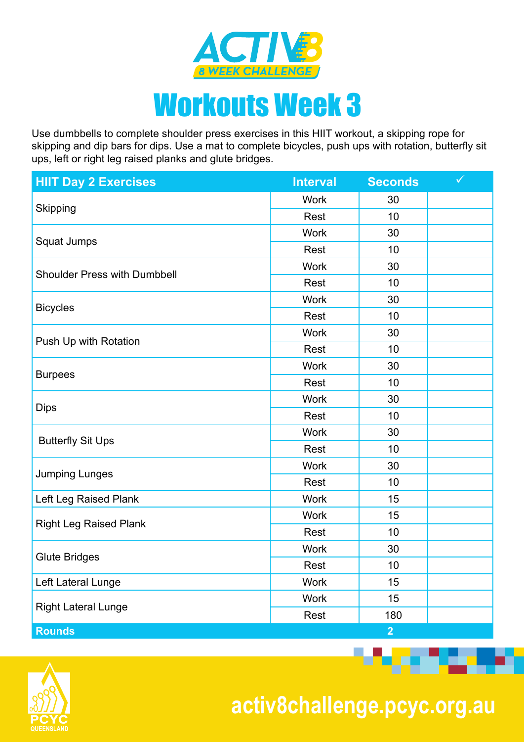# ACTIV8 8 WEEK CHALLENGE

# Workouts Week 3

Use dumbbells to complete shoulder press exercises in this HIIT workout, a skipping rope for skipping and dip bars for dips. Use a mat to complete bicycles, push ups with rotation, butterfly sit ups, left or right leg raised planks and glute bridges.

| HIIT Day 2 Exercises | Interval | Seconds | ✓ |
|---|---|---|---|
| Skipping | Work | 30 | |
| | Rest | 10 | |
| Squat Jumps | Work | 30 | |
| | Rest | 10 | |
| Shoulder Press with Dumbbell | Work | 30 | |
| | Rest | 10 | |
| Bicycles | Work | 30 | |
| | Rest | 10 | |
| Push Up with Rotation | Work | 30 | |
| | Rest | 10 | |
| Burpees | Work | 30 | |
| | Rest | 10 | |
| Dips | Work | 30 | |
| | Rest | 10 | |
| Butterfly Sit Ups | Work | 30 | |
| | Rest | 10 | |
| Jumping Lunges | Work | 30 | |
| | Rest | 10 | |
| Left Leg Raised Plank | Work | 15 | |
| Right Leg Raised Plank | Work | 15 | |
| | Rest | 10 | |
| Glute Bridges | Work | 30 | |
| | Rest | 10 | |
| Left Lateral Lunge | Work | 15 | |
| Right Lateral Lunge | Work | 15 | |
| | Rest | 180 | |
| **Rounds** | | **2** | |

PCYC QUEENSLAND

activ8challenge.pcyc.org.au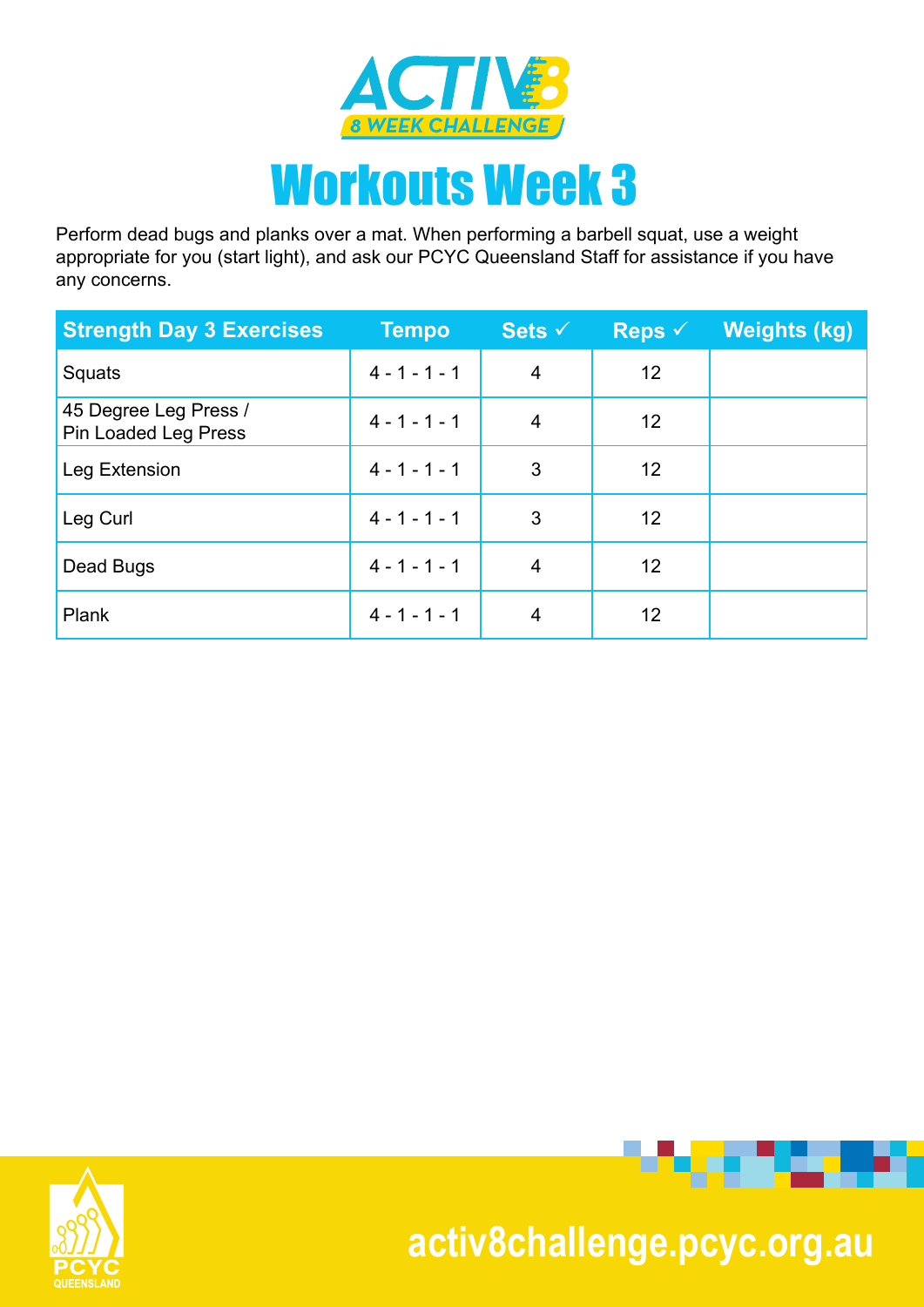# Workouts Week 3

Perform dead bugs and planks over a mat. When performing a barbell squat, use a weight appropriate for you (start light), and ask our PCYC Queensland Staff for assistance if you have any concerns.

| Strength Day 3 Exercises | Tempo | Sets ✓ | Reps ✓ | Weights (kg) |
|---|---|---|---|---|
| Squats | 4 - 1 - 1 - 1 | 4 | 12 | |
| 45 Degree Leg Press / Pin Loaded Leg Press | 4 - 1 - 1 - 1 | 4 | 12 | |
| Leg Extension | 4 - 1 - 1 - 1 | 3 | 12 | |
| Leg Curl | 4 - 1 - 1 - 1 | 3 | 12 | |
| Dead Bugs | 4 - 1 - 1 - 1 | 4 | 12 | |
| Plank | 4 - 1 - 1 - 1 | 4 | 12 | |

activ8challenge.pcyc.org.au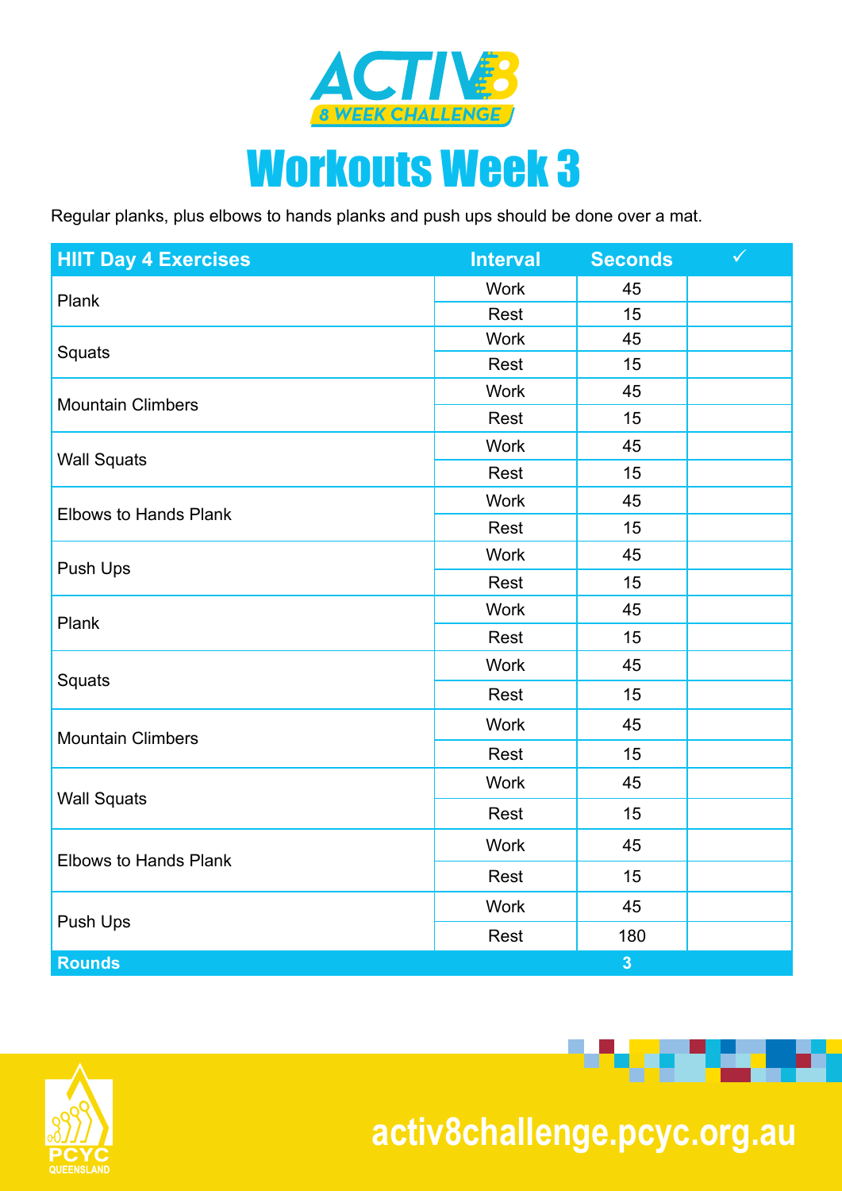ACTIV8

8 WEEK CHALLENGE

# Workouts Week 3

Regular planks, plus elbows to hands planks and push ups should be done over a mat.

| HIIT Day 4 Exercises | Interval | Seconds | ✓ |
|---|---|---|---|
| Plank | Work | 45 | |
| | Rest | 15 | |
| Squats | Work | 45 | |
| | Rest | 15 | |
| Mountain Climbers | Work | 45 | |
| | Rest | 15 | |
| Wall Squats | Work | 45 | |
| | Rest | 15 | |
| Elbows to Hands Plank | Work | 45 | |
| | Rest | 15 | |
| Push Ups | Work | 45 | |
| | Rest | 15 | |
| Plank | Work | 45 | |
| | Rest | 15 | |
| Squats | Work | 45 | |
| | Rest | 15 | |
| Mountain Climbers | Work | 45 | |
| | Rest | 15 | |
| Wall Squats | Work | 45 | |
| | Rest | 15 | |
| Elbows to Hands Plank | Work | 45 | |
| | Rest | 15 | |
| Push Ups | Work | 45 | |
| | Rest | 180 | |
| **Rounds** | | **3** | |

PCYC QUEENSLAND

activ8challenge.pcyc.org.au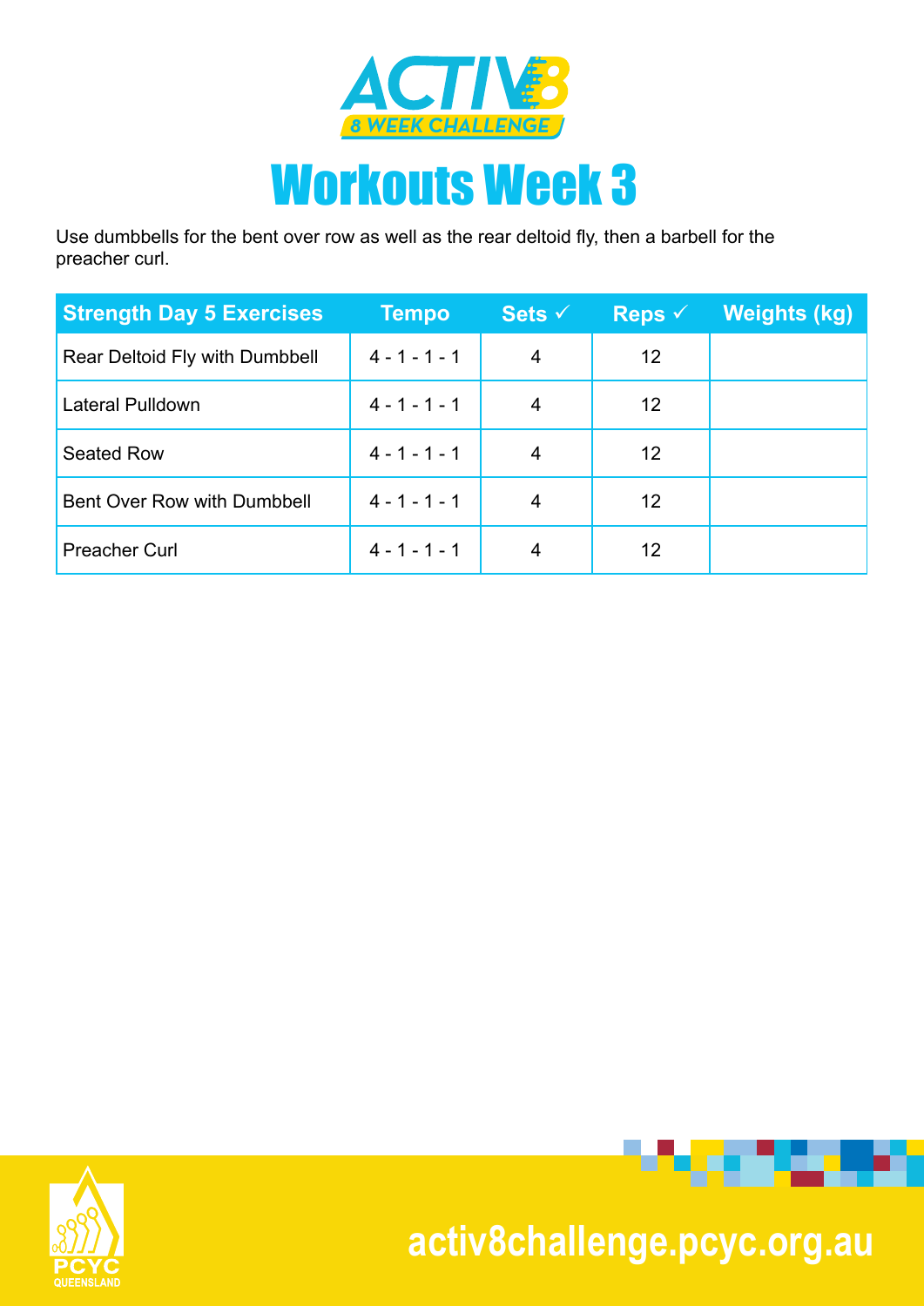# ACTIV8 8 WEEK CHALLENGE

# Workouts Week 3

Use dumbbells for the bent over row as well as the rear deltoid fly, then a barbell for the preacher curl.

| Strength Day 5 Exercises | Tempo | Sets ✓ | Reps ✓ | Weights (kg) |
|---|---|---|---|---|
| Rear Deltoid Fly with Dumbbell | 4 - 1 - 1 - 1 | 4 | 12 | |
| Lateral Pulldown | 4 - 1 - 1 - 1 | 4 | 12 | |
| Seated Row | 4 - 1 - 1 - 1 | 4 | 12 | |
| Bent Over Row with Dumbbell | 4 - 1 - 1 - 1 | 4 | 12 | |
| Preacher Curl | 4 - 1 - 1 - 1 | 4 | 12 | |

PCYC QUEENSLAND

activ8challenge.pcyc.org.au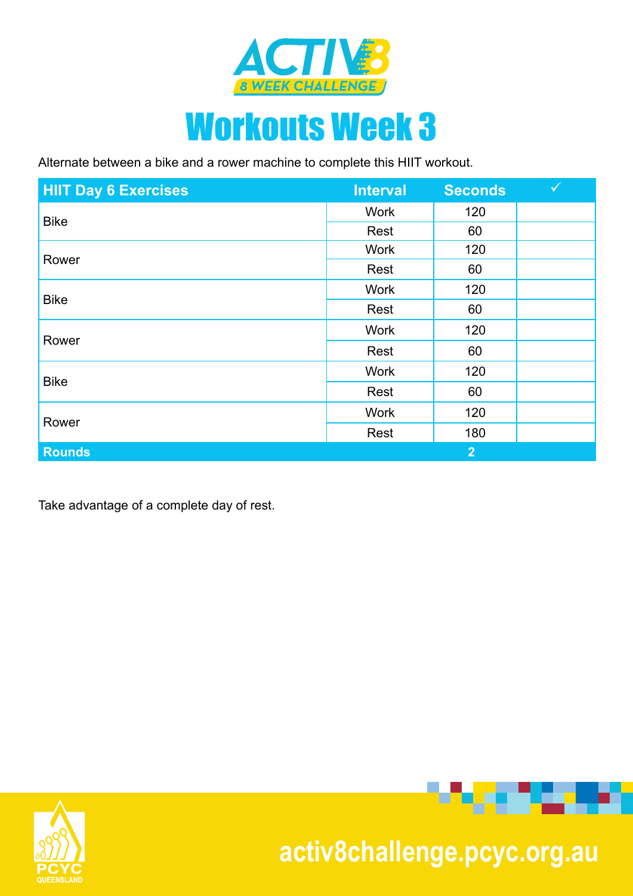# ACTIV8 8 WEEK CHALLENGE

# Workouts Week 3

Alternate between a bike and a rower machine to complete this HIIT workout.

| HIIT Day 6 Exercises | Interval | Seconds | ✓ |
|---|---|---|---|
| Bike | Work | 120 | |
| | Rest | 60 | |
| Rower | Work | 120 | |
| | Rest | 60 | |
| Bike | Work | 120 | |
| | Rest | 60 | |
| Rower | Work | 120 | |
| | Rest | 60 | |
| Bike | Work | 120 | |
| | Rest | 60 | |
| Rower | Work | 120 | |
| | Rest | 180 | |
| **Rounds** | | **2** | |

Take advantage of a complete day of rest.

PCYC QUEENSLAND

activ8challenge.pcyc.org.au